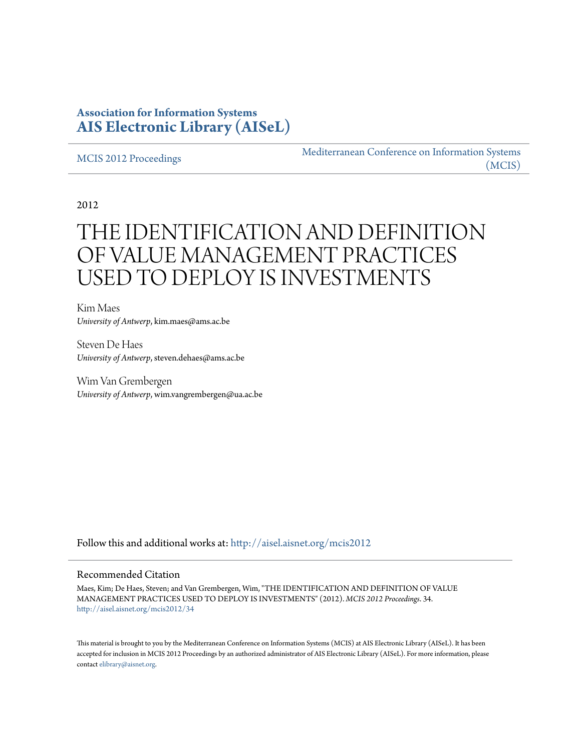**Association for Information Systems**
**AIS Electronic Library (AISeL)**

MCIS 2012 Proceedings

Mediterranean Conference on Information Systems (MCIS)

2012

# THE IDENTIFICATION AND DEFINITION OF VALUE MANAGEMENT PRACTICES USED TO DEPLOY IS INVESTMENTS

Kim Maes
*University of Antwerp*, kim.maes@ams.ac.be

Steven De Haes
*University of Antwerp*, steven.dehaes@ams.ac.be

Wim Van Grembergen
*University of Antwerp*, wim.vangrembergen@ua.ac.be

Follow this and additional works at: http://aisel.aisnet.org/mcis2012

## Recommended Citation

Maes, Kim; De Haes, Steven; and Van Grembergen, Wim, "THE IDENTIFICATION AND DEFINITION OF VALUE MANAGEMENT PRACTICES USED TO DEPLOY IS INVESTMENTS" (2012). *MCIS 2012 Proceedings*. 34.
http://aisel.aisnet.org/mcis2012/34

This material is brought to you by the Mediterranean Conference on Information Systems (MCIS) at AIS Electronic Library (AISeL). It has been accepted for inclusion in MCIS 2012 Proceedings by an authorized administrator of AIS Electronic Library (AISeL). For more information, please contact elibrary@aisnet.org.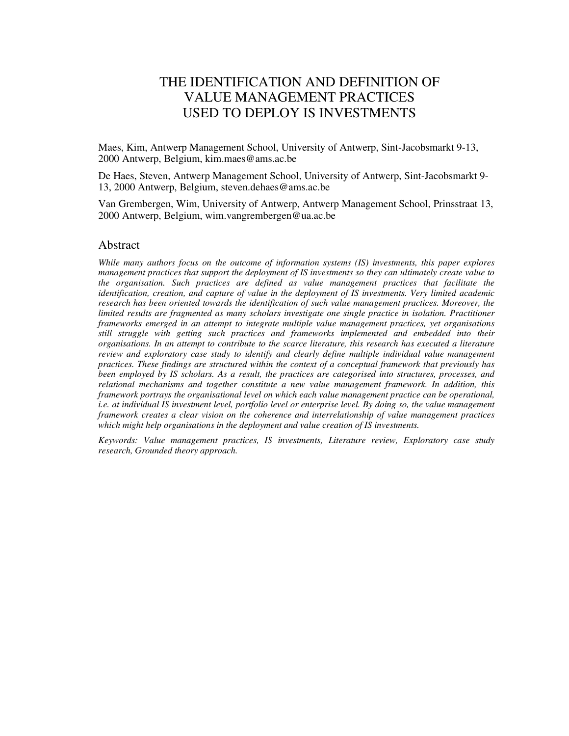# THE IDENTIFICATION AND DEFINITION OF VALUE MANAGEMENT PRACTICES USED TO DEPLOY IS INVESTMENTS

Maes, Kim, Antwerp Management School, University of Antwerp, Sint-Jacobsmarkt 9-13, 2000 Antwerp, Belgium, kim.maes@ams.ac.be

De Haes, Steven, Antwerp Management School, University of Antwerp, Sint-Jacobsmarkt 9-13, 2000 Antwerp, Belgium, steven.dehaes@ams.ac.be

Van Grembergen, Wim, University of Antwerp, Antwerp Management School, Prinsstraat 13, 2000 Antwerp, Belgium, wim.vangrembergen@ua.ac.be

## Abstract

*While many authors focus on the outcome of information systems (IS) investments, this paper explores management practices that support the deployment of IS investments so they can ultimately create value to the organisation. Such practices are defined as value management practices that facilitate the identification, creation, and capture of value in the deployment of IS investments. Very limited academic research has been oriented towards the identification of such value management practices. Moreover, the limited results are fragmented as many scholars investigate one single practice in isolation. Practitioner frameworks emerged in an attempt to integrate multiple value management practices, yet organisations still struggle with getting such practices and frameworks implemented and embedded into their organisations. In an attempt to contribute to the scarce literature, this research has executed a literature review and exploratory case study to identify and clearly define multiple individual value management practices. These findings are structured within the context of a conceptual framework that previously has been employed by IS scholars. As a result, the practices are categorised into structures, processes, and relational mechanisms and together constitute a new value management framework. In addition, this framework portrays the organisational level on which each value management practice can be operational, i.e. at individual IS investment level, portfolio level or enterprise level. By doing so, the value management framework creates a clear vision on the coherence and interrelationship of value management practices which might help organisations in the deployment and value creation of IS investments.*

*Keywords: Value management practices, IS investments, Literature review, Exploratory case study research, Grounded theory approach.*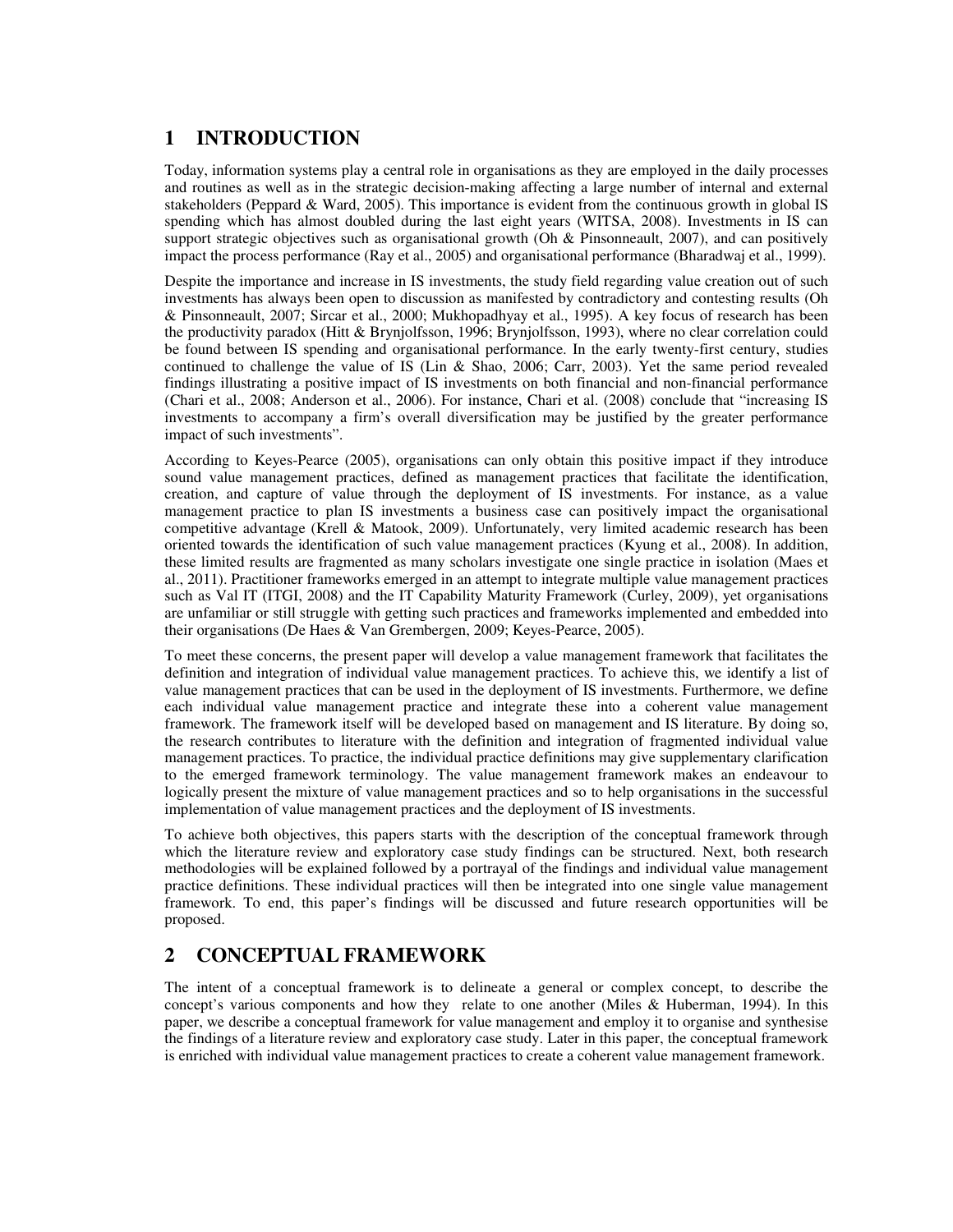# 1 INTRODUCTION

Today, information systems play a central role in organisations as they are employed in the daily processes and routines as well as in the strategic decision-making affecting a large number of internal and external stakeholders (Peppard & Ward, 2005). This importance is evident from the continuous growth in global IS spending which has almost doubled during the last eight years (WITSA, 2008). Investments in IS can support strategic objectives such as organisational growth (Oh & Pinsonneault, 2007), and can positively impact the process performance (Ray et al., 2005) and organisational performance (Bharadwaj et al., 1999).

Despite the importance and increase in IS investments, the study field regarding value creation out of such investments has always been open to discussion as manifested by contradictory and contesting results (Oh & Pinsonneault, 2007; Sircar et al., 2000; Mukhopadhyay et al., 1995). A key focus of research has been the productivity paradox (Hitt & Brynjolfsson, 1996; Brynjolfsson, 1993), where no clear correlation could be found between IS spending and organisational performance. In the early twenty-first century, studies continued to challenge the value of IS (Lin & Shao, 2006; Carr, 2003). Yet the same period revealed findings illustrating a positive impact of IS investments on both financial and non-financial performance (Chari et al., 2008; Anderson et al., 2006). For instance, Chari et al. (2008) conclude that "increasing IS investments to accompany a firm's overall diversification may be justified by the greater performance impact of such investments".

According to Keyes-Pearce (2005), organisations can only obtain this positive impact if they introduce sound value management practices, defined as management practices that facilitate the identification, creation, and capture of value through the deployment of IS investments. For instance, as a value management practice to plan IS investments a business case can positively impact the organisational competitive advantage (Krell & Matook, 2009). Unfortunately, very limited academic research has been oriented towards the identification of such value management practices (Kyung et al., 2008). In addition, these limited results are fragmented as many scholars investigate one single practice in isolation (Maes et al., 2011). Practitioner frameworks emerged in an attempt to integrate multiple value management practices such as Val IT (ITGI, 2008) and the IT Capability Maturity Framework (Curley, 2009), yet organisations are unfamiliar or still struggle with getting such practices and frameworks implemented and embedded into their organisations (De Haes & Van Grembergen, 2009; Keyes-Pearce, 2005).

To meet these concerns, the present paper will develop a value management framework that facilitates the definition and integration of individual value management practices. To achieve this, we identify a list of value management practices that can be used in the deployment of IS investments. Furthermore, we define each individual value management practice and integrate these into a coherent value management framework. The framework itself will be developed based on management and IS literature. By doing so, the research contributes to literature with the definition and integration of fragmented individual value management practices. To practice, the individual practice definitions may give supplementary clarification to the emerged framework terminology. The value management framework makes an endeavour to logically present the mixture of value management practices and so to help organisations in the successful implementation of value management practices and the deployment of IS investments.

To achieve both objectives, this papers starts with the description of the conceptual framework through which the literature review and exploratory case study findings can be structured. Next, both research methodologies will be explained followed by a portrayal of the findings and individual value management practice definitions. These individual practices will then be integrated into one single value management framework. To end, this paper's findings will be discussed and future research opportunities will be proposed.

# 2 CONCEPTUAL FRAMEWORK

The intent of a conceptual framework is to delineate a general or complex concept, to describe the concept's various components and how they relate to one another (Miles & Huberman, 1994). In this paper, we describe a conceptual framework for value management and employ it to organise and synthesise the findings of a literature review and exploratory case study. Later in this paper, the conceptual framework is enriched with individual value management practices to create a coherent value management framework.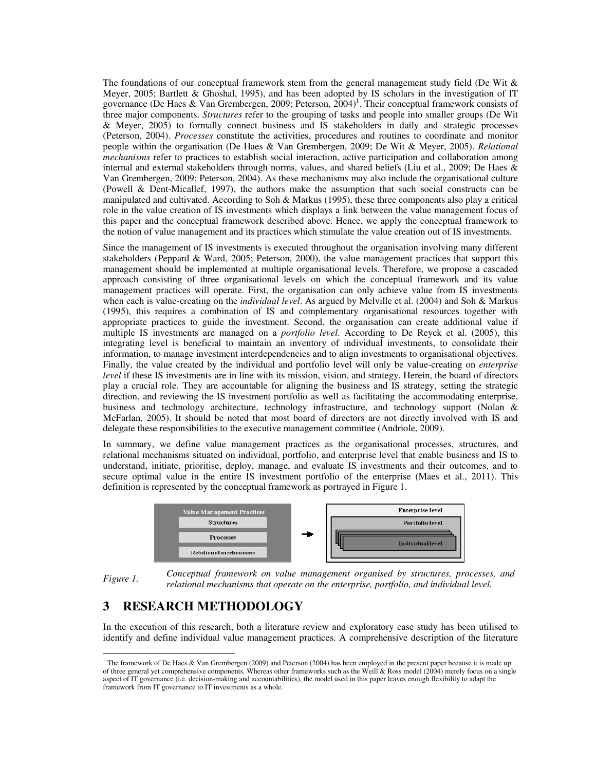The foundations of our conceptual framework stem from the general management study field (De Wit & Meyer, 2005; Bartlett & Ghoshal, 1995), and has been adopted by IS scholars in the investigation of IT governance (De Haes & Van Grembergen, 2009; Peterson, 2004)[1]. Their conceptual framework consists of three major components. *Structures* refer to the grouping of tasks and people into smaller groups (De Wit & Meyer, 2005) to formally connect business and IS stakeholders in daily and strategic processes (Peterson, 2004). *Processes* constitute the activities, procedures and routines to coordinate and monitor people within the organisation (De Haes & Van Grembergen, 2009; De Wit & Meyer, 2005). *Relational mechanisms* refer to practices to establish social interaction, active participation and collaboration among internal and external stakeholders through norms, values, and shared beliefs (Liu et al., 2009; De Haes & Van Grembergen, 2009; Peterson, 2004). As these mechanisms may also include the organisational culture (Powell & Dent-Micallef, 1997), the authors make the assumption that such social constructs can be manipulated and cultivated. According to Soh & Markus (1995), these three components also play a critical role in the value creation of IS investments which displays a link between the value management focus of this paper and the conceptual framework described above. Hence, we apply the conceptual framework to the notion of value management and its practices which stimulate the value creation out of IS investments.

Since the management of IS investments is executed throughout the organisation involving many different stakeholders (Peppard & Ward, 2005; Peterson, 2000), the value management practices that support this management should be implemented at multiple organisational levels. Therefore, we propose a cascaded approach consisting of three organisational levels on which the conceptual framework and its value management practices will operate. First, the organisation can only achieve value from IS investments when each is value-creating on the *individual level*. As argued by Melville et al. (2004) and Soh & Markus (1995), this requires a combination of IS and complementary organisational resources together with appropriate practices to guide the investment. Second, the organisation can create additional value if multiple IS investments are managed on a *portfolio level*. According to De Reyck et al. (2005), this integrating level is beneficial to maintain an inventory of individual investments, to consolidate their information, to manage investment interdependencies and to align investments to organisational objectives. Finally, the value created by the individual and portfolio level will only be value-creating on *enterprise level* if these IS investments are in line with its mission, vision, and strategy. Herein, the board of directors play a crucial role. They are accountable for aligning the business and IS strategy, setting the strategic direction, and reviewing the IS investment portfolio as well as facilitating the accommodating enterprise, business and technology architecture, technology infrastructure, and technology support (Nolan & McFarlan, 2005). It should be noted that most board of directors are not directly involved with IS and delegate these responsibilities to the executive management committee (Andriole, 2009).

In summary, we define value management practices as the organisational processes, structures, and relational mechanisms situated on individual, portfolio, and enterprise level that enable business and IS to understand, initiate, prioritise, deploy, manage, and evaluate IS investments and their outcomes, and to secure optimal value in the entire IS investment portfolio of the enterprise (Maes et al., 2011). This definition is represented by the conceptual framework as portrayed in Figure 1.

*Figure 1.* *Conceptual framework on value management organised by structures, processes, and relational mechanisms that operate on the enterprise, portfolio, and individual level.*

## 3 RESEARCH METHODOLOGY

In the execution of this research, both a literature review and exploratory case study has been utilised to identify and define individual value management practices. A comprehensive description of the literature

[1] The framework of De Haes & Van Grembergen (2009) and Peterson (2004) has been employed in the present paper because it is made up of three general yet comprehensive components. Whereas other frameworks such as the Weill & Ross model (2004) merely focus on a single aspect of IT governance (i.e. decision-making and accountabilities), the model used in this paper leaves enough flexibility to adapt the framework from IT governance to IT investments as a whole.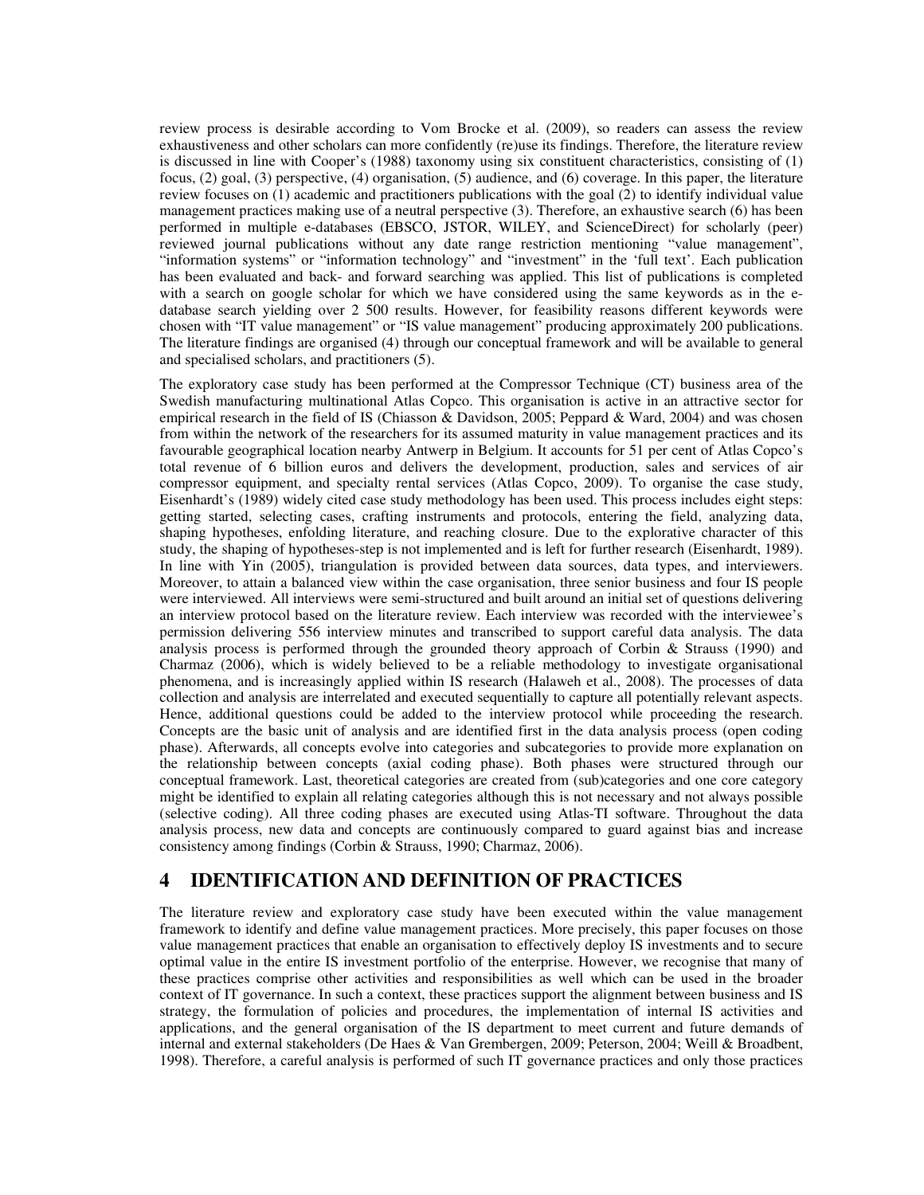review process is desirable according to Vom Brocke et al. (2009), so readers can assess the review exhaustiveness and other scholars can more confidently (re)use its findings. Therefore, the literature review is discussed in line with Cooper's (1988) taxonomy using six constituent characteristics, consisting of (1) focus, (2) goal, (3) perspective, (4) organisation, (5) audience, and (6) coverage. In this paper, the literature review focuses on (1) academic and practitioners publications with the goal (2) to identify individual value management practices making use of a neutral perspective (3). Therefore, an exhaustive search (6) has been performed in multiple e-databases (EBSCO, JSTOR, WILEY, and ScienceDirect) for scholarly (peer) reviewed journal publications without any date range restriction mentioning "value management", "information systems" or "information technology" and "investment" in the 'full text'. Each publication has been evaluated and back- and forward searching was applied. This list of publications is completed with a search on google scholar for which we have considered using the same keywords as in the e-database search yielding over 2 500 results. However, for feasibility reasons different keywords were chosen with "IT value management" or "IS value management" producing approximately 200 publications. The literature findings are organised (4) through our conceptual framework and will be available to general and specialised scholars, and practitioners (5).

The exploratory case study has been performed at the Compressor Technique (CT) business area of the Swedish manufacturing multinational Atlas Copco. This organisation is active in an attractive sector for empirical research in the field of IS (Chiasson & Davidson, 2005; Peppard & Ward, 2004) and was chosen from within the network of the researchers for its assumed maturity in value management practices and its favourable geographical location nearby Antwerp in Belgium. It accounts for 51 per cent of Atlas Copco's total revenue of 6 billion euros and delivers the development, production, sales and services of air compressor equipment, and specialty rental services (Atlas Copco, 2009). To organise the case study, Eisenhardt's (1989) widely cited case study methodology has been used. This process includes eight steps: getting started, selecting cases, crafting instruments and protocols, entering the field, analyzing data, shaping hypotheses, enfolding literature, and reaching closure. Due to the explorative character of this study, the shaping of hypotheses-step is not implemented and is left for further research (Eisenhardt, 1989). In line with Yin (2005), triangulation is provided between data sources, data types, and interviewers. Moreover, to attain a balanced view within the case organisation, three senior business and four IS people were interviewed. All interviews were semi-structured and built around an initial set of questions delivering an interview protocol based on the literature review. Each interview was recorded with the interviewee's permission delivering 556 interview minutes and transcribed to support careful data analysis. The data analysis process is performed through the grounded theory approach of Corbin & Strauss (1990) and Charmaz (2006), which is widely believed to be a reliable methodology to investigate organisational phenomena, and is increasingly applied within IS research (Halaweh et al., 2008). The processes of data collection and analysis are interrelated and executed sequentially to capture all potentially relevant aspects. Hence, additional questions could be added to the interview protocol while proceeding the research. Concepts are the basic unit of analysis and are identified first in the data analysis process (open coding phase). Afterwards, all concepts evolve into categories and subcategories to provide more explanation on the relationship between concepts (axial coding phase). Both phases were structured through our conceptual framework. Last, theoretical categories are created from (sub)categories and one core category might be identified to explain all relating categories although this is not necessary and not always possible (selective coding). All three coding phases are executed using Atlas-TI software. Throughout the data analysis process, new data and concepts are continuously compared to guard against bias and increase consistency among findings (Corbin & Strauss, 1990; Charmaz, 2006).

# 4 IDENTIFICATION AND DEFINITION OF PRACTICES

The literature review and exploratory case study have been executed within the value management framework to identify and define value management practices. More precisely, this paper focuses on those value management practices that enable an organisation to effectively deploy IS investments and to secure optimal value in the entire IS investment portfolio of the enterprise. However, we recognise that many of these practices comprise other activities and responsibilities as well which can be used in the broader context of IT governance. In such a context, these practices support the alignment between business and IS strategy, the formulation of policies and procedures, the implementation of internal IS activities and applications, and the general organisation of the IS department to meet current and future demands of internal and external stakeholders (De Haes & Van Grembergen, 2009; Peterson, 2004; Weill & Broadbent, 1998). Therefore, a careful analysis is performed of such IT governance practices and only those practices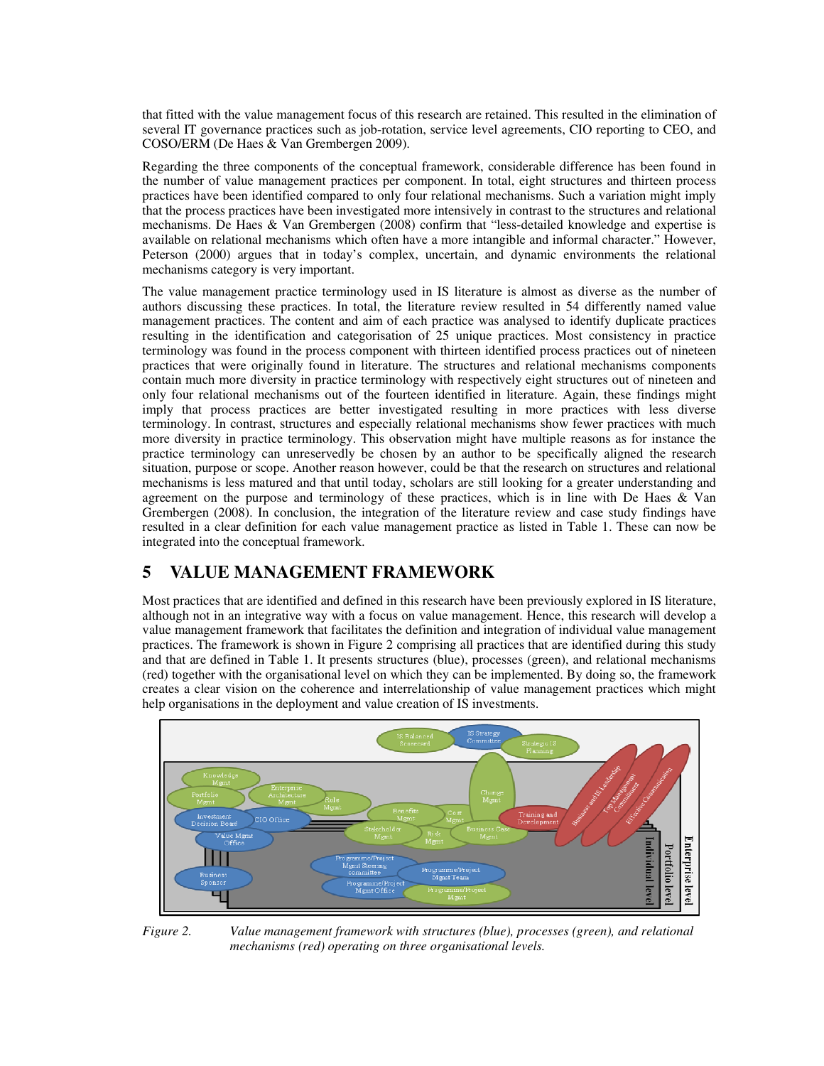that fitted with the value management focus of this research are retained. This resulted in the elimination of several IT governance practices such as job-rotation, service level agreements, CIO reporting to CEO, and COSO/ERM (De Haes & Van Grembergen 2009).

Regarding the three components of the conceptual framework, considerable difference has been found in the number of value management practices per component. In total, eight structures and thirteen process practices have been identified compared to only four relational mechanisms. Such a variation might imply that the process practices have been investigated more intensively in contrast to the structures and relational mechanisms. De Haes & Van Grembergen (2008) confirm that "less-detailed knowledge and expertise is available on relational mechanisms which often have a more intangible and informal character." However, Peterson (2000) argues that in today's complex, uncertain, and dynamic environments the relational mechanisms category is very important.

The value management practice terminology used in IS literature is almost as diverse as the number of authors discussing these practices. In total, the literature review resulted in 54 differently named value management practices. The content and aim of each practice was analysed to identify duplicate practices resulting in the identification and categorisation of 25 unique practices. Most consistency in practice terminology was found in the process component with thirteen identified process practices out of nineteen practices that were originally found in literature. The structures and relational mechanisms components contain much more diversity in practice terminology with respectively eight structures out of nineteen and only four relational mechanisms out of the fourteen identified in literature. Again, these findings might imply that process practices are better investigated resulting in more practices with less diverse terminology. In contrast, structures and especially relational mechanisms show fewer practices with much more diversity in practice terminology. This observation might have multiple reasons as for instance the practice terminology can unreservedly be chosen by an author to be specifically aligned the research situation, purpose or scope. Another reason however, could be that the research on structures and relational mechanisms is less matured and that until today, scholars are still looking for a greater understanding and agreement on the purpose and terminology of these practices, which is in line with De Haes & Van Grembergen (2008). In conclusion, the integration of the literature review and case study findings have resulted in a clear definition for each value management practice as listed in Table 1. These can now be integrated into the conceptual framework.

# 5 VALUE MANAGEMENT FRAMEWORK

Most practices that are identified and defined in this research have been previously explored in IS literature, although not in an integrative way with a focus on value management. Hence, this research will develop a value management framework that facilitates the definition and integration of individual value management practices. The framework is shown in Figure 2 comprising all practices that are identified during this study and that are defined in Table 1. It presents structures (blue), processes (green), and relational mechanisms (red) together with the organisational level on which they can be implemented. By doing so, the framework creates a clear vision on the coherence and interrelationship of value management practices which might help organisations in the deployment and value creation of IS investments.

*Figure 2. Value management framework with structures (blue), processes (green), and relational mechanisms (red) operating on three organisational levels.*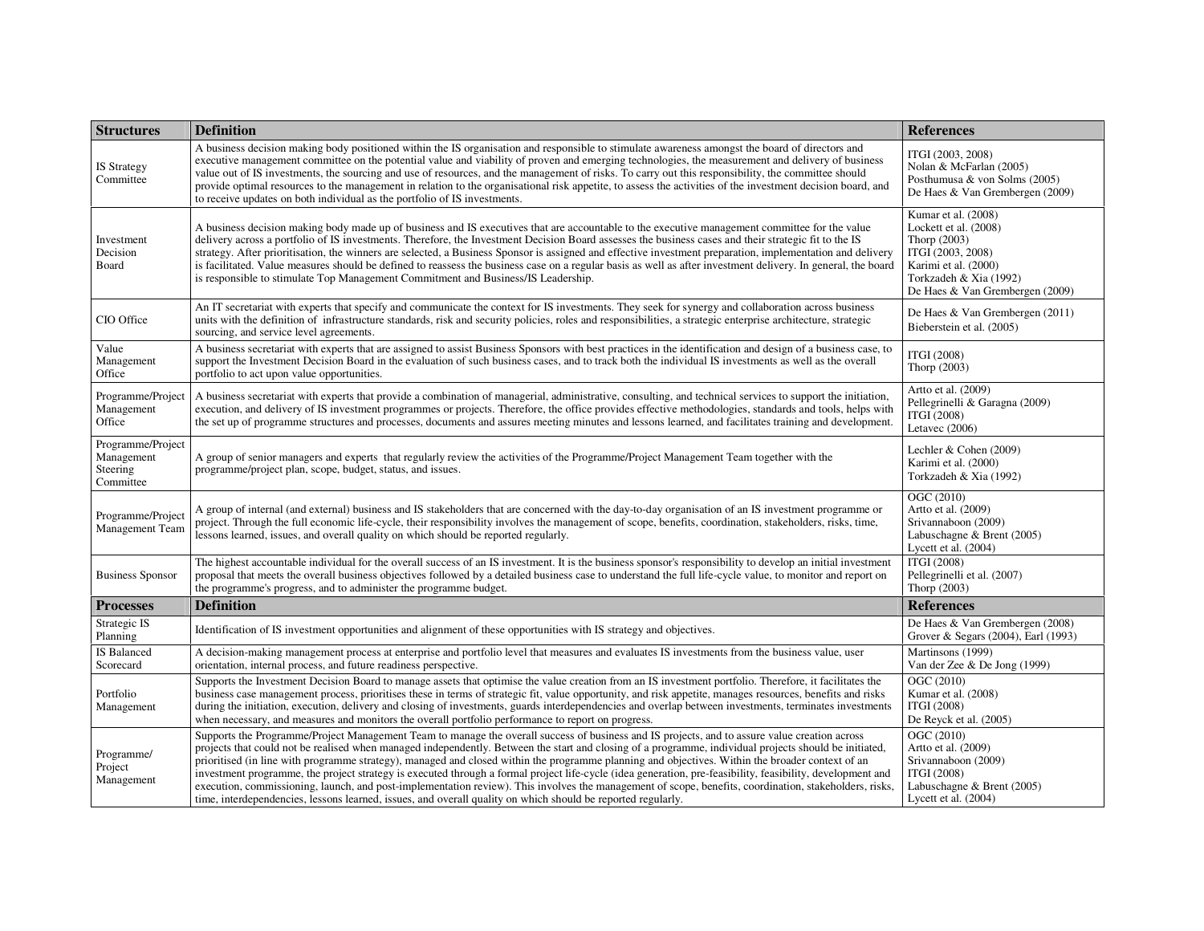| Structures | Definition | References |
|---|---|---|
| IS Strategy Committee | A business decision making body positioned within the IS organisation and responsible to stimulate awareness amongst the board of directors and executive management committee on the potential value and viability of proven and emerging technologies, the measurement and delivery of business value out of IS investments, the sourcing and use of resources, and the management of risks. To carry out this responsibility, the committee should provide optimal resources to the management in relation to the organisational risk appetite, to assess the activities of the investment decision board, and to receive updates on both individual as the portfolio of IS investments. | ITGI (2003, 2008)<br>Nolan & McFarlan (2005)<br>Posthumusa & von Solms (2005)<br>De Haes & Van Grembergen (2009) |
| Investment Decision Board | A business decision making body made up of business and IS executives that are accountable to the executive management committee for the value delivery across a portfolio of IS investments. Therefore, the Investment Decision Board assesses the business cases and their strategic fit to the IS strategy. After prioritisation, the winners are selected, a Business Sponsor is assigned and effective investment preparation, implementation and delivery is facilitated. Value measures should be defined to reassess the business case on a regular basis as well as after investment delivery. In general, the board is responsible to stimulate Top Management Commitment and Business/IS Leadership. | Kumar et al. (2008)<br>Lockett et al. (2008)<br>Thorp (2003)<br>ITGI (2003, 2008)<br>Karimi et al. (2000)<br>Torkzadeh & Xia (1992)<br>De Haes & Van Grembergen (2009) |
| CIO Office | An IT secretariat with experts that specify and communicate the context for IS investments. They seek for synergy and collaboration across business units with the definition of infrastructure standards, risk and security policies, roles and responsibilities, a strategic enterprise architecture, strategic sourcing, and service level agreements. | De Haes & Van Grembergen (2011)<br>Bieberstein et al. (2005) |
| Value Management Office | A business secretariat with experts that are assigned to assist Business Sponsors with best practices in the identification and design of a business case, to support the Investment Decision Board in the evaluation of such business cases, and to track both the individual IS investments as well as the overall portfolio to act upon value opportunities. | ITGI (2008)<br>Thorp (2003) |
| Programme/Project Management Office | A business secretariat with experts that provide a combination of managerial, administrative, consulting, and technical services to support the initiation, execution, and delivery of IS investment programmes or projects. Therefore, the office provides effective methodologies, standards and tools, helps with the set up of programme structures and processes, documents and assures meeting minutes and lessons learned, and facilitates training and development. | Artto et al. (2009)<br>Pellegrinelli & Garagna (2009)<br>ITGI (2008)<br>Letavec (2006) |
| Programme/Project Management Steering Committee | A group of senior managers and experts that regularly review the activities of the Programme/Project Management Team together with the programme/project plan, scope, budget, status, and issues. | Lechler & Cohen (2009)<br>Karimi et al. (2000)<br>Torkzadeh & Xia (1992) |
| Programme/Project Management Team | A group of internal (and external) business and IS stakeholders that are concerned with the day-to-day organisation of an IS investment programme or project. Through the full economic life-cycle, their responsibility involves the management of scope, benefits, coordination, stakeholders, risks, time, lessons learned, issues, and overall quality on which should be reported regularly. | OGC (2010)<br>Artto et al. (2009)<br>Srivannaboon (2009)<br>Labuschagne & Brent (2005)<br>Lycett et al. (2004) |
| Business Sponsor | The highest accountable individual for the overall success of an IS investment. It is the business sponsor's responsibility to develop an initial investment proposal that meets the overall business objectives followed by a detailed business case to understand the full life-cycle value, to monitor and report on the programme's progress, and to administer the programme budget. | ITGI (2008)<br>Pellegrinelli et al. (2007)<br>Thorp (2003) |
| **Processes** | **Definition** | **References** |
| Strategic IS Planning | Identification of IS investment opportunities and alignment of these opportunities with IS strategy and objectives. | De Haes & Van Grembergen (2008)<br>Grover & Segars (2004), Earl (1993) |
| IS Balanced Scorecard | A decision-making management process at enterprise and portfolio level that measures and evaluates IS investments from the business value, user orientation, internal process, and future readiness perspective. | Martinsons (1999)<br>Van der Zee & De Jong (1999) |
| Portfolio Management | Supports the Investment Decision Board to manage assets that optimise the value creation from an IS investment portfolio. Therefore, it facilitates the business case management process, prioritises these in terms of strategic fit, value opportunity, and risk appetite, manages resources, benefits and risks during the initiation, execution, delivery and closing of investments, guards interdependencies and overlap between investments, terminates investments when necessary, and measures and monitors the overall portfolio performance to report on progress. | OGC (2010)<br>Kumar et al. (2008)<br>ITGI (2008)<br>De Reyck et al. (2005) |
| Programme/ Project Management | Supports the Programme/Project Management Team to manage the overall success of business and IS projects, and to assure value creation across projects that could not be realised when managed independently. Between the start and closing of a programme, individual projects should be initiated, prioritised (in line with programme strategy), managed and closed within the programme planning and objectives. Within the broader context of an investment programme, the project strategy is executed through a formal project life-cycle (idea generation, pre-feasibility, feasibility, development and execution, commissioning, launch, and post-implementation review). This involves the management of scope, benefits, coordination, stakeholders, risks, time, interdependencies, lessons learned, issues, and overall quality on which should be reported regularly. | OGC (2010)<br>Artto et al. (2009)<br>Srivannaboon (2009)<br>ITGI (2008)<br>Labuschagne & Brent (2005)<br>Lycett et al. (2004) |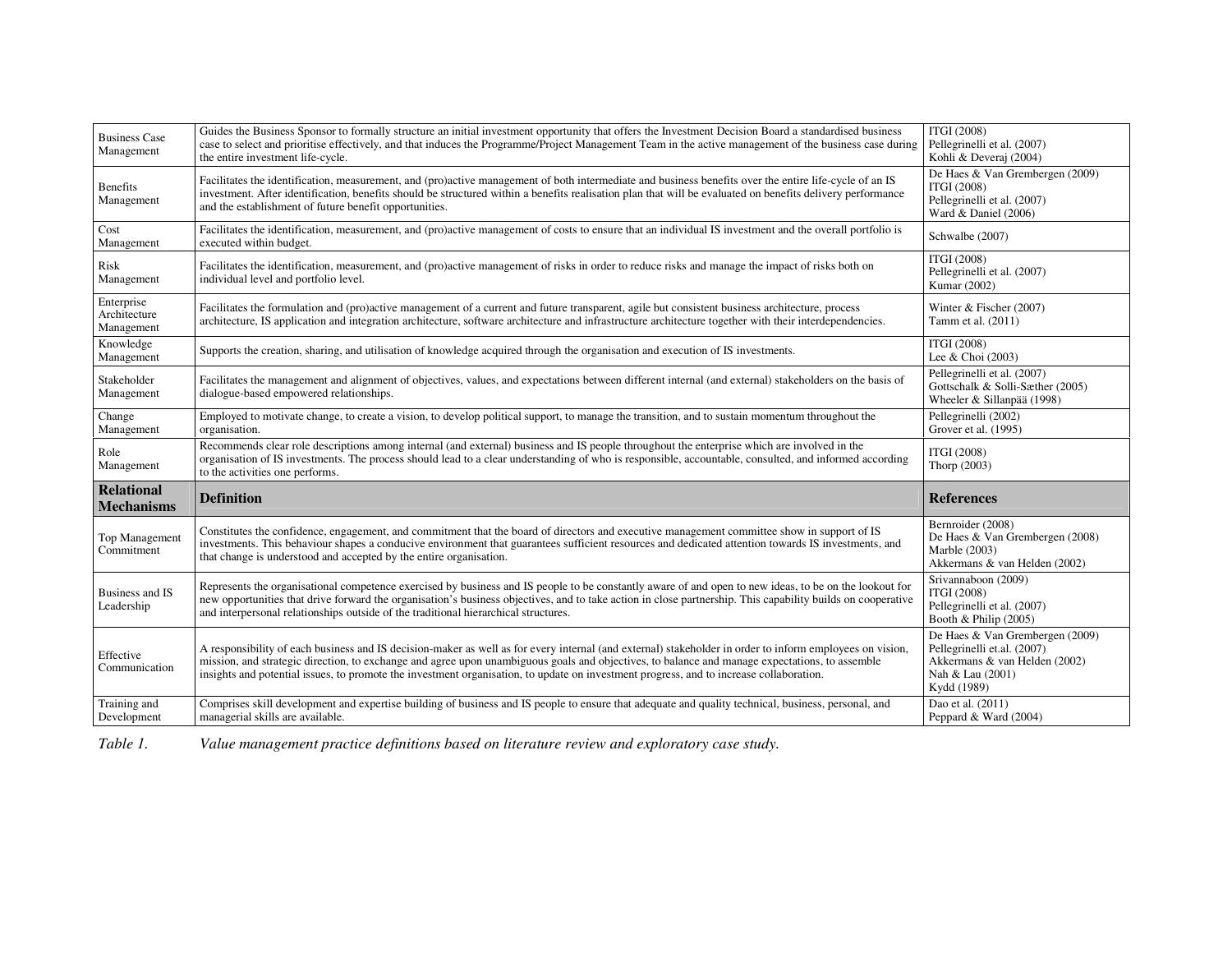| | | |
|---|---|---|
| Business Case Management | Guides the Business Sponsor to formally structure an initial investment opportunity that offers the Investment Decision Board a standardised business case to select and prioritise effectively, and that induces the Programme/Project Management Team in the active management of the business case during the entire investment life-cycle. | ITGI (2008)<br>Pellegrinelli et al. (2007)<br>Kohli & Deveraj (2004) |
| Benefits Management | Facilitates the identification, measurement, and (pro)active management of both intermediate and business benefits over the entire life-cycle of an IS investment. After identification, benefits should be structured within a benefits realisation plan that will be evaluated on benefits delivery performance and the establishment of future benefit opportunities. | De Haes & Van Grembergen (2009)<br>ITGI (2008)<br>Pellegrinelli et al. (2007)<br>Ward & Daniel (2006) |
| Cost Management | Facilitates the identification, measurement, and (pro)active management of costs to ensure that an individual IS investment and the overall portfolio is executed within budget. | Schwalbe (2007) |
| Risk Management | Facilitates the identification, measurement, and (pro)active management of risks in order to reduce risks and manage the impact of risks both on individual level and portfolio level. | ITGI (2008)<br>Pellegrinelli et al. (2007)<br>Kumar (2002) |
| Enterprise Architecture Management | Facilitates the formulation and (pro)active management of a current and future transparent, agile but consistent business architecture, process architecture, IS application and integration architecture, software architecture and infrastructure architecture together with their interdependencies. | Winter & Fischer (2007)<br>Tamm et al. (2011) |
| Knowledge Management | Supports the creation, sharing, and utilisation of knowledge acquired through the organisation and execution of IS investments. | ITGI (2008)<br>Lee & Choi (2003) |
| Stakeholder Management | Facilitates the management and alignment of objectives, values, and expectations between different internal (and external) stakeholders on the basis of dialogue-based empowered relationships. | Pellegrinelli et al. (2007)<br>Gottschalk & Solli-Sæther (2005)<br>Wheeler & Sillanpää (1998) |
| Change Management | Employed to motivate change, to create a vision, to develop political support, to manage the transition, and to sustain momentum throughout the organisation. | Pellegrinelli (2002)<br>Grover et al. (1995) |
| Role Management | Recommends clear role descriptions among internal (and external) business and IS people throughout the enterprise which are involved in the organisation of IS investments. The process should lead to a clear understanding of who is responsible, accountable, consulted, and informed according to the activities one performs. | ITGI (2008)<br>Thorp (2003) |
| **Relational Mechanisms** | **Definition** | **References** |
| Top Management Commitment | Constitutes the confidence, engagement, and commitment that the board of directors and executive management committee show in support of IS investments. This behaviour shapes a conducive environment that guarantees sufficient resources and dedicated attention towards IS investments, and that change is understood and accepted by the entire organisation. | Bernroider (2008)<br>De Haes & Van Grembergen (2008)<br>Marble (2003)<br>Akkermans & van Helden (2002) |
| Business and IS Leadership | Represents the organisational competence exercised by business and IS people to be constantly aware of and open to new ideas, to be on the lookout for new opportunities that drive forward the organisation's business objectives, and to take action in close partnership. This capability builds on cooperative and interpersonal relationships outside of the traditional hierarchical structures. | Srivannaboon (2009)<br>ITGI (2008)<br>Pellegrinelli et al. (2007)<br>Booth & Philip (2005) |
| Effective Communication | A responsibility of each business and IS decision-maker as well as for every internal (and external) stakeholder in order to inform employees on vision, mission, and strategic direction, to exchange and agree upon unambiguous goals and objectives, to balance and manage expectations, to assemble insights and potential issues, to promote the investment organisation, to update on investment progress, and to increase collaboration. | De Haes & Van Grembergen (2009)<br>Pellegrinelli et.al. (2007)<br>Akkermans & van Helden (2002)<br>Nah & Lau (2001)<br>Kydd (1989) |
| Training and Development | Comprises skill development and expertise building of business and IS people to ensure that adequate and quality technical, business, personal, and managerial skills are available. | Dao et al. (2011)<br>Peppard & Ward (2004) |

*Table 1. Value management practice definitions based on literature review and exploratory case study.*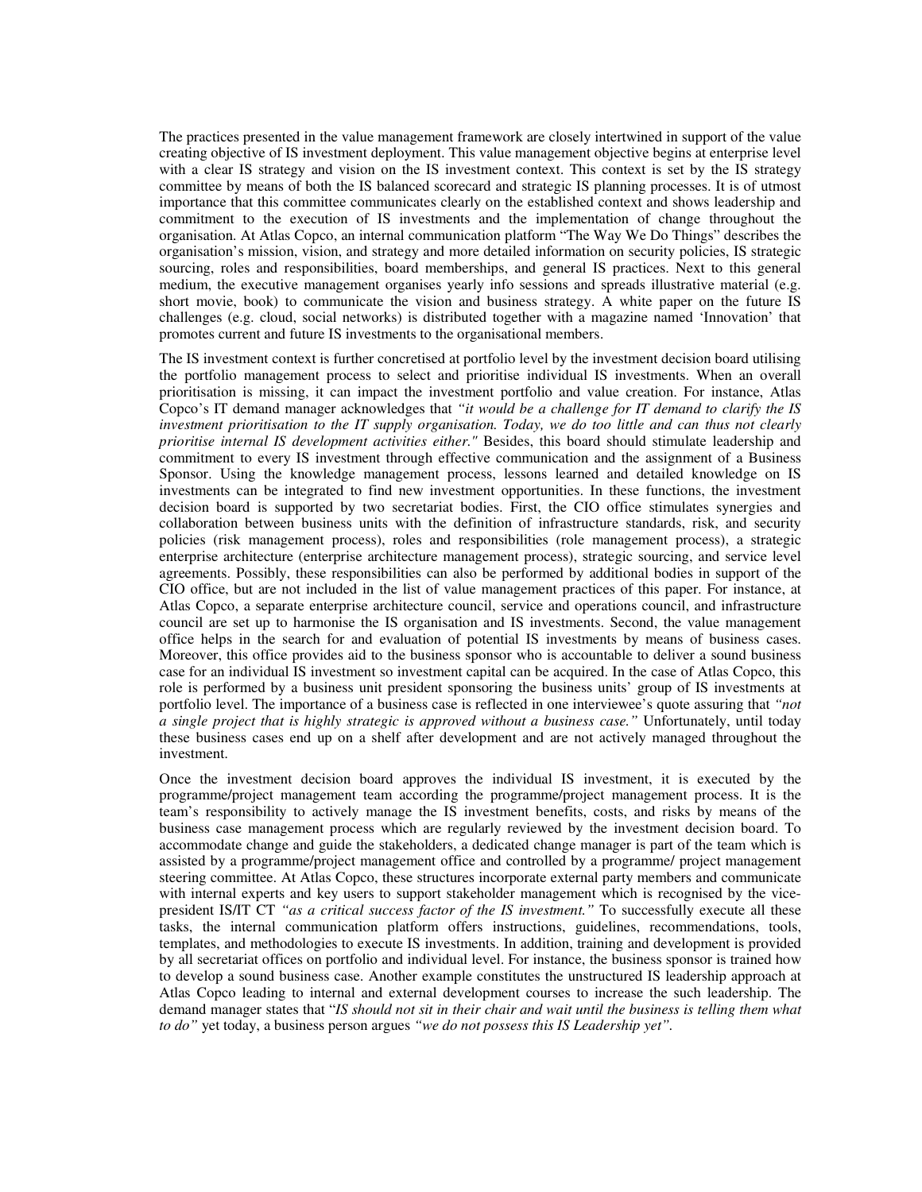The practices presented in the value management framework are closely intertwined in support of the value creating objective of IS investment deployment. This value management objective begins at enterprise level with a clear IS strategy and vision on the IS investment context. This context is set by the IS strategy committee by means of both the IS balanced scorecard and strategic IS planning processes. It is of utmost importance that this committee communicates clearly on the established context and shows leadership and commitment to the execution of IS investments and the implementation of change throughout the organisation. At Atlas Copco, an internal communication platform "The Way We Do Things" describes the organisation's mission, vision, and strategy and more detailed information on security policies, IS strategic sourcing, roles and responsibilities, board memberships, and general IS practices. Next to this general medium, the executive management organises yearly info sessions and spreads illustrative material (e.g. short movie, book) to communicate the vision and business strategy. A white paper on the future IS challenges (e.g. cloud, social networks) is distributed together with a magazine named 'Innovation' that promotes current and future IS investments to the organisational members.

The IS investment context is further concretised at portfolio level by the investment decision board utilising the portfolio management process to select and prioritise individual IS investments. When an overall prioritisation is missing, it can impact the investment portfolio and value creation. For instance, Atlas Copco's IT demand manager acknowledges that *"it would be a challenge for IT demand to clarify the IS investment prioritisation to the IT supply organisation. Today, we do too little and can thus not clearly prioritise internal IS development activities either."* Besides, this board should stimulate leadership and commitment to every IS investment through effective communication and the assignment of a Business Sponsor. Using the knowledge management process, lessons learned and detailed knowledge on IS investments can be integrated to find new investment opportunities. In these functions, the investment decision board is supported by two secretariat bodies. First, the CIO office stimulates synergies and collaboration between business units with the definition of infrastructure standards, risk, and security policies (risk management process), roles and responsibilities (role management process), a strategic enterprise architecture (enterprise architecture management process), strategic sourcing, and service level agreements. Possibly, these responsibilities can also be performed by additional bodies in support of the CIO office, but are not included in the list of value management practices of this paper. For instance, at Atlas Copco, a separate enterprise architecture council, service and operations council, and infrastructure council are set up to harmonise the IS organisation and IS investments. Second, the value management office helps in the search for and evaluation of potential IS investments by means of business cases. Moreover, this office provides aid to the business sponsor who is accountable to deliver a sound business case for an individual IS investment so investment capital can be acquired. In the case of Atlas Copco, this role is performed by a business unit president sponsoring the business units' group of IS investments at portfolio level. The importance of a business case is reflected in one interviewee's quote assuring that *"not a single project that is highly strategic is approved without a business case."* Unfortunately, until today these business cases end up on a shelf after development and are not actively managed throughout the investment.

Once the investment decision board approves the individual IS investment, it is executed by the programme/project management team according the programme/project management process. It is the team's responsibility to actively manage the IS investment benefits, costs, and risks by means of the business case management process which are regularly reviewed by the investment decision board. To accommodate change and guide the stakeholders, a dedicated change manager is part of the team which is assisted by a programme/project management office and controlled by a programme/ project management steering committee. At Atlas Copco, these structures incorporate external party members and communicate with internal experts and key users to support stakeholder management which is recognised by the vice-president IS/IT CT *"as a critical success factor of the IS investment."* To successfully execute all these tasks, the internal communication platform offers instructions, guidelines, recommendations, tools, templates, and methodologies to execute IS investments. In addition, training and development is provided by all secretariat offices on portfolio and individual level. For instance, the business sponsor is trained how to develop a sound business case. Another example constitutes the unstructured IS leadership approach at Atlas Copco leading to internal and external development courses to increase the such leadership. The demand manager states that "*IS should not sit in their chair and wait until the business is telling them what to do"* yet today, a business person argues *"we do not possess this IS Leadership yet".*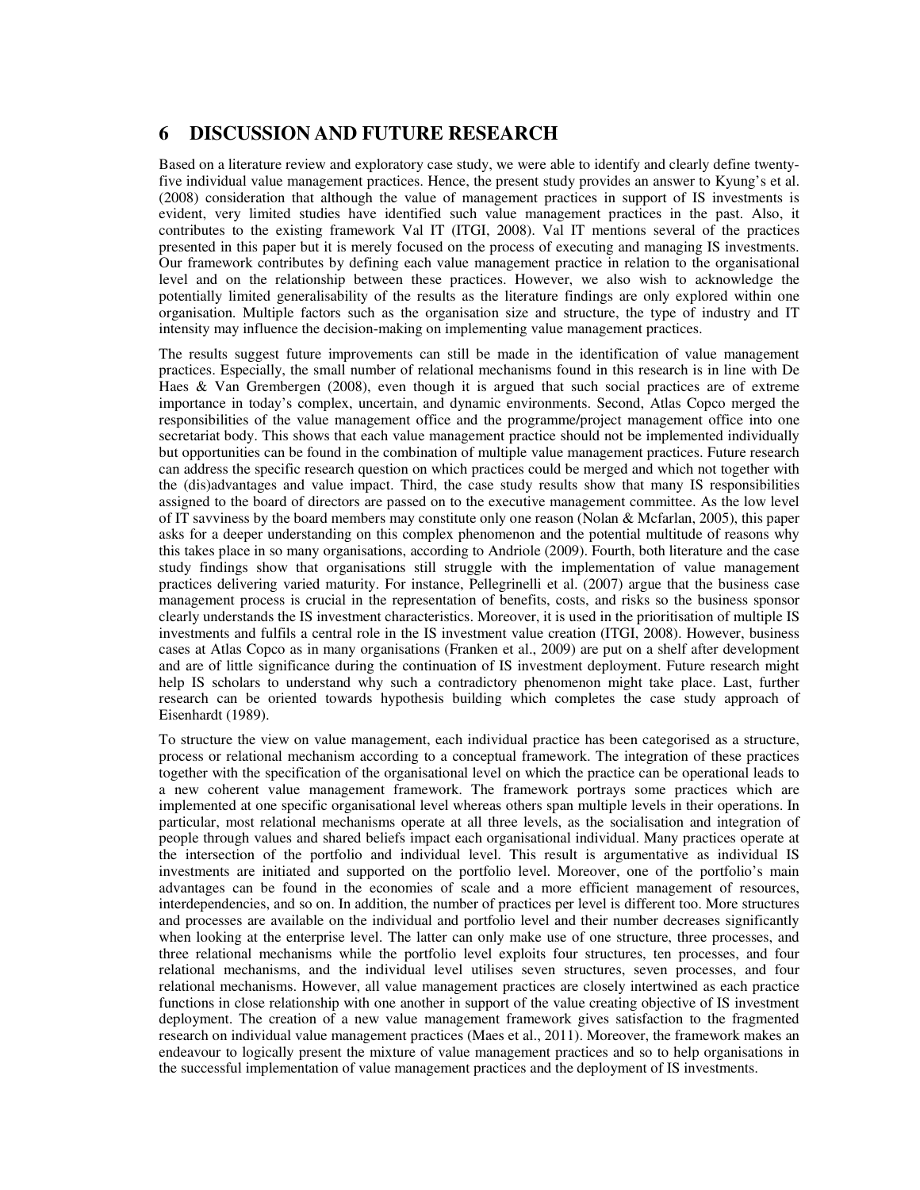# 6 DISCUSSION AND FUTURE RESEARCH

Based on a literature review and exploratory case study, we were able to identify and clearly define twenty-five individual value management practices. Hence, the present study provides an answer to Kyung's et al. (2008) consideration that although the value of management practices in support of IS investments is evident, very limited studies have identified such value management practices in the past. Also, it contributes to the existing framework Val IT (ITGI, 2008). Val IT mentions several of the practices presented in this paper but it is merely focused on the process of executing and managing IS investments. Our framework contributes by defining each value management practice in relation to the organisational level and on the relationship between these practices. However, we also wish to acknowledge the potentially limited generalisability of the results as the literature findings are only explored within one organisation. Multiple factors such as the organisation size and structure, the type of industry and IT intensity may influence the decision-making on implementing value management practices.

The results suggest future improvements can still be made in the identification of value management practices. Especially, the small number of relational mechanisms found in this research is in line with De Haes & Van Grembergen (2008), even though it is argued that such social practices are of extreme importance in today's complex, uncertain, and dynamic environments. Second, Atlas Copco merged the responsibilities of the value management office and the programme/project management office into one secretariat body. This shows that each value management practice should not be implemented individually but opportunities can be found in the combination of multiple value management practices. Future research can address the specific research question on which practices could be merged and which not together with the (dis)advantages and value impact. Third, the case study results show that many IS responsibilities assigned to the board of directors are passed on to the executive management committee. As the low level of IT savviness by the board members may constitute only one reason (Nolan & Mcfarlan, 2005), this paper asks for a deeper understanding on this complex phenomenon and the potential multitude of reasons why this takes place in so many organisations, according to Andriole (2009). Fourth, both literature and the case study findings show that organisations still struggle with the implementation of value management practices delivering varied maturity. For instance, Pellegrinelli et al. (2007) argue that the business case management process is crucial in the representation of benefits, costs, and risks so the business sponsor clearly understands the IS investment characteristics. Moreover, it is used in the prioritisation of multiple IS investments and fulfils a central role in the IS investment value creation (ITGI, 2008). However, business cases at Atlas Copco as in many organisations (Franken et al., 2009) are put on a shelf after development and are of little significance during the continuation of IS investment deployment. Future research might help IS scholars to understand why such a contradictory phenomenon might take place. Last, further research can be oriented towards hypothesis building which completes the case study approach of Eisenhardt (1989).

To structure the view on value management, each individual practice has been categorised as a structure, process or relational mechanism according to a conceptual framework. The integration of these practices together with the specification of the organisational level on which the practice can be operational leads to a new coherent value management framework. The framework portrays some practices which are implemented at one specific organisational level whereas others span multiple levels in their operations. In particular, most relational mechanisms operate at all three levels, as the socialisation and integration of people through values and shared beliefs impact each organisational individual. Many practices operate at the intersection of the portfolio and individual level. This result is argumentative as individual IS investments are initiated and supported on the portfolio level. Moreover, one of the portfolio's main advantages can be found in the economies of scale and a more efficient management of resources, interdependencies, and so on. In addition, the number of practices per level is different too. More structures and processes are available on the individual and portfolio level and their number decreases significantly when looking at the enterprise level. The latter can only make use of one structure, three processes, and three relational mechanisms while the portfolio level exploits four structures, ten processes, and four relational mechanisms, and the individual level utilises seven structures, seven processes, and four relational mechanisms. However, all value management practices are closely intertwined as each practice functions in close relationship with one another in support of the value creating objective of IS investment deployment. The creation of a new value management framework gives satisfaction to the fragmented research on individual value management practices (Maes et al., 2011). Moreover, the framework makes an endeavour to logically present the mixture of value management practices and so to help organisations in the successful implementation of value management practices and the deployment of IS investments.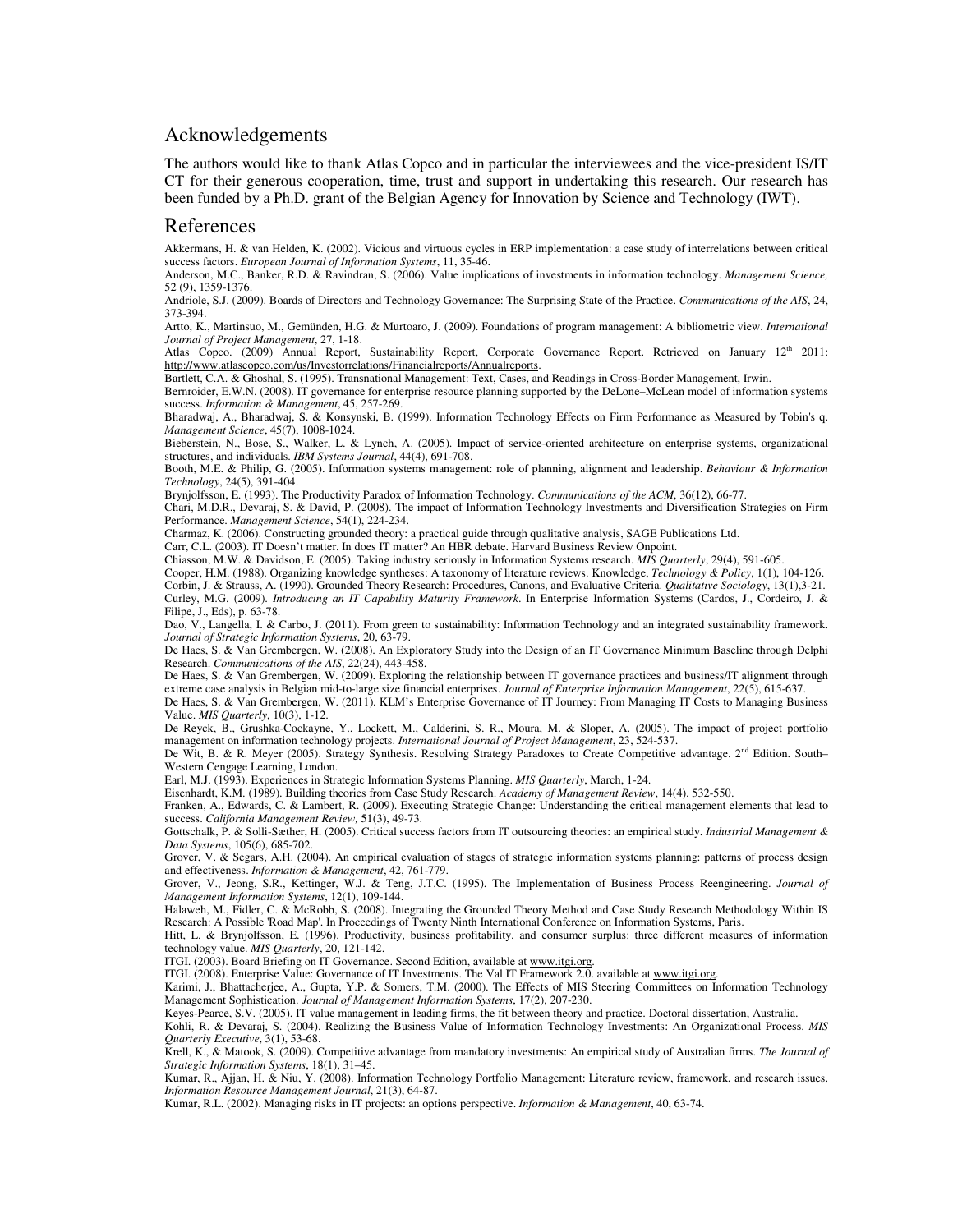## Acknowledgements

The authors would like to thank Atlas Copco and in particular the interviewees and the vice-president IS/IT CT for their generous cooperation, time, trust and support in undertaking this research. Our research has been funded by a Ph.D. grant of the Belgian Agency for Innovation by Science and Technology (IWT).

## References

Akkermans, H. & van Helden, K. (2002). Vicious and virtuous cycles in ERP implementation: a case study of interrelations between critical success factors. *European Journal of Information Systems*, 11, 35-46.

Anderson, M.C., Banker, R.D. & Ravindran, S. (2006). Value implications of investments in information technology. *Management Science,* 52 (9), 1359-1376.

Andriole, S.J. (2009). Boards of Directors and Technology Governance: The Surprising State of the Practice. *Communications of the AIS*, 24, 373-394.

Artto, K., Martinsuo, M., Gemünden, H.G. & Murtoaro, J. (2009). Foundations of program management: A bibliometric view. *International Journal of Project Management*, 27, 1-18.

Atlas Copco. (2009) Annual Report, Sustainability Report, Corporate Governance Report. Retrieved on January 12th 2011: http://www.atlascopco.com/us/Investorrelations/Financialreports/Annualreports.

Bartlett, C.A. & Ghoshal, S. (1995). Transnational Management: Text, Cases, and Readings in Cross-Border Management, Irwin.

Bernroider, E.W.N. (2008). IT governance for enterprise resource planning supported by the DeLone–McLean model of information systems success. *Information & Management*, 45, 257-269.

Bharadwaj, A., Bharadwaj, S. & Konsynski, B. (1999). Information Technology Effects on Firm Performance as Measured by Tobin's q. *Management Science*, 45(7), 1008-1024.

Bieberstein, N., Bose, S., Walker, L. & Lynch, A. (2005). Impact of service-oriented architecture on enterprise systems, organizational structures, and individuals. *IBM Systems Journal*, 44(4), 691-708.

Booth, M.E. & Philip, G. (2005). Information systems management: role of planning, alignment and leadership. *Behaviour & Information Technology*, 24(5), 391-404.

Brynjolfsson, E. (1993). The Productivity Paradox of Information Technology. *Communications of the ACM*, 36(12), 66-77.

Chari, M.D.R., Devaraj, S. & David, P. (2008). The impact of Information Technology Investments and Diversification Strategies on Firm Performance. *Management Science*, 54(1), 224-234.

Charmaz, K. (2006). Constructing grounded theory: a practical guide through qualitative analysis, SAGE Publications Ltd.

Carr, C.L. (2003). IT Doesn't matter. In does IT matter? An HBR debate. Harvard Business Review Onpoint.

Chiasson, M.W. & Davidson, E. (2005). Taking industry seriously in Information Systems research. *MIS Quarterly*, 29(4), 591-605.

Cooper, H.M. (1988). Organizing knowledge syntheses: A taxonomy of literature reviews. Knowledge, *Technology & Policy*, 1(1), 104-126.

Corbin, J. & Strauss, A. (1990). Grounded Theory Research: Procedures, Canons, and Evaluative Criteria. *Qualitative Sociology*, 13(1),3-21.

Curley, M.G. (2009). *Introducing an IT Capability Maturity Framework*. In Enterprise Information Systems (Cardos, J., Cordeiro, J. & Filipe, J., Eds), p. 63-78.

Dao, V., Langella, I. & Carbo, J. (2011). From green to sustainability: Information Technology and an integrated sustainability framework. *Journal of Strategic Information Systems*, 20, 63-79.

De Haes, S. & Van Grembergen, W. (2008). An Exploratory Study into the Design of an IT Governance Minimum Baseline through Delphi Research. *Communications of the AIS*, 22(24), 443-458.

De Haes, S. & Van Grembergen, W. (2009). Exploring the relationship between IT governance practices and business/IT alignment through extreme case analysis in Belgian mid-to-large size financial enterprises. *Journal of Enterprise Information Management*, 22(5), 615-637.

De Haes, S. & Van Grembergen, W. (2011). KLM's Enterprise Governance of IT Journey: From Managing IT Costs to Managing Business Value. *MIS Quarterly*, 10(3), 1-12.

De Reyck, B., Grushka-Cockayne, Y., Lockett, M., Calderini, S. R., Moura, M. & Sloper, A. (2005). The impact of project portfolio management on information technology projects. *International Journal of Project Management*, 23, 524-537.

De Wit, B. & R. Meyer (2005). Strategy Synthesis. Resolving Strategy Paradoxes to Create Competitive advantage. 2nd Edition. South–Western Cengage Learning, London.

Earl, M.J. (1993). Experiences in Strategic Information Systems Planning. *MIS Quarterly*, March, 1-24.

Eisenhardt, K.M. (1989). Building theories from Case Study Research. *Academy of Management Review*, 14(4), 532-550.

Franken, A., Edwards, C. & Lambert, R. (2009). Executing Strategic Change: Understanding the critical management elements that lead to success. *California Management Review,* 51(3), 49-73.

Gottschalk, P. & Solli-Sæther, H. (2005). Critical success factors from IT outsourcing theories: an empirical study. *Industrial Management & Data Systems*, 105(6), 685-702.

Grover, V. & Segars, A.H. (2004). An empirical evaluation of stages of strategic information systems planning: patterns of process design and effectiveness. *Information & Management*, 42, 761-779.

Grover, V., Jeong, S.R., Kettinger, W.J. & Teng, J.T.C. (1995). The Implementation of Business Process Reengineering. *Journal of Management Information Systems*, 12(1), 109-144.

Halaweh, M., Fidler, C. & McRobb, S. (2008). Integrating the Grounded Theory Method and Case Study Research Methodology Within IS Research: A Possible 'Road Map'. In Proceedings of Twenty Ninth International Conference on Information Systems, Paris.

Hitt, L. & Brynjolfsson, E. (1996). Productivity, business profitability, and consumer surplus: three different measures of information technology value. *MIS Quarterly*, 20, 121-142.

ITGI. (2003). Board Briefing on IT Governance. Second Edition, available at www.itgi.org.

ITGI. (2008). Enterprise Value: Governance of IT Investments. The Val IT Framework 2.0. available at www.itgi.org.

Karimi, J., Bhattacherjee, A., Gupta, Y.P. & Somers, T.M. (2000). The Effects of MIS Steering Committees on Information Technology Management Sophistication. *Journal of Management Information Systems*, 17(2), 207-230.

Keyes-Pearce, S.V. (2005). IT value management in leading firms, the fit between theory and practice. Doctoral dissertation, Australia.

Kohli, R. & Devaraj, S. (2004). Realizing the Business Value of Information Technology Investments: An Organizational Process. *MIS Quarterly Executive*, 3(1), 53-68.

Krell, K., & Matook, S. (2009). Competitive advantage from mandatory investments: An empirical study of Australian firms. *The Journal of Strategic Information Systems*, 18(1), 31–45.

Kumar, R., Ajjan, H. & Niu, Y. (2008). Information Technology Portfolio Management: Literature review, framework, and research issues. *Information Resource Management Journal*, 21(3), 64-87.

Kumar, R.L. (2002). Managing risks in IT projects: an options perspective. *Information & Management*, 40, 63-74.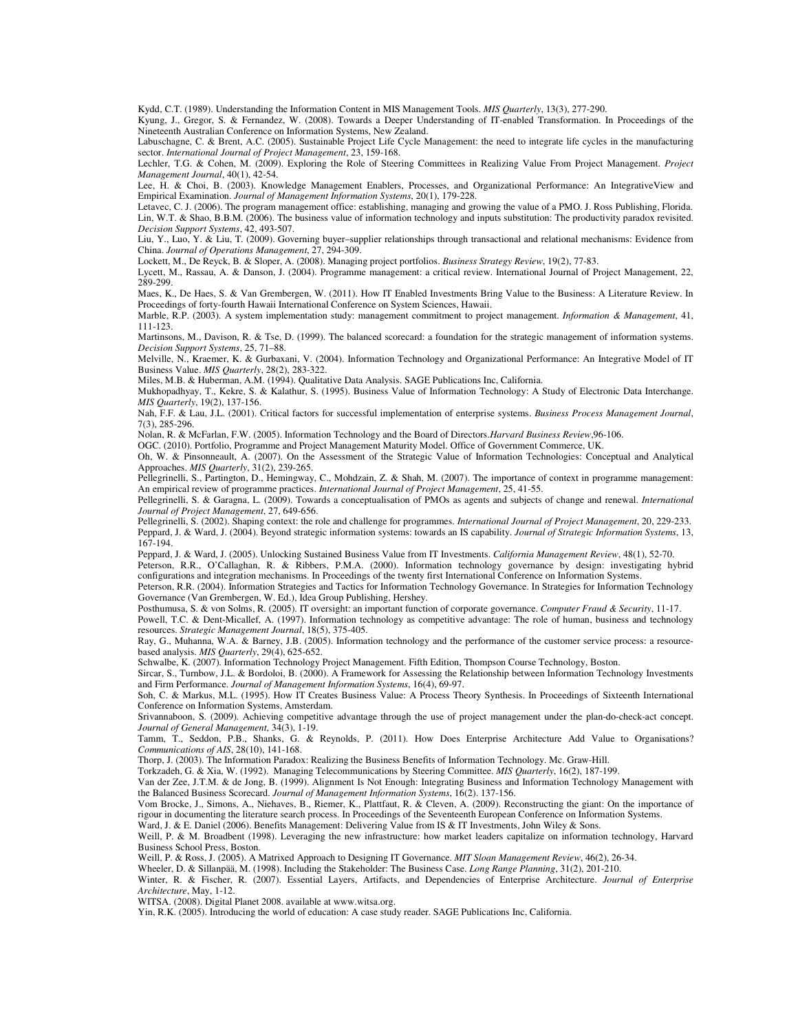Kydd, C.T. (1989). Understanding the Information Content in MIS Management Tools. *MIS Quarterly*, 13(3), 277-290.

Kyung, J., Gregor, S. & Fernandez, W. (2008). Towards a Deeper Understanding of IT-enabled Transformation. In Proceedings of the Nineteenth Australian Conference on Information Systems, New Zealand.

Labuschagne, C. & Brent, A.C. (2005). Sustainable Project Life Cycle Management: the need to integrate life cycles in the manufacturing sector. *International Journal of Project Management*, 23, 159-168.

Lechler, T.G. & Cohen, M. (2009). Exploring the Role of Steering Committees in Realizing Value From Project Management. *Project Management Journal*, 40(1), 42-54.

Lee, H. & Choi, B. (2003). Knowledge Management Enablers, Processes, and Organizational Performance: An IntegrativeView and Empirical Examination. *Journal of Management Information Systems*, 20(1), 179-228.

Letavec, C. J. (2006). The program management office: establishing, managing and growing the value of a PMO. J. Ross Publishing, Florida.

Lin, W.T. & Shao, B.B.M. (2006). The business value of information technology and inputs substitution: The productivity paradox revisited. *Decision Support Systems*, 42, 493-507.

Liu, Y., Luo, Y. & Liu, T. (2009). Governing buyer–supplier relationships through transactional and relational mechanisms: Evidence from China. *Journal of Operations Management*, 27, 294-309.

Lockett, M., De Reyck, B. & Sloper, A. (2008). Managing project portfolios. *Business Strategy Review*, 19(2), 77-83.

Lycett, M., Rassau, A. & Danson, J. (2004). Programme management: a critical review. International Journal of Project Management, 22, 289-299.

Maes, K., De Haes, S. & Van Grembergen, W. (2011). How IT Enabled Investments Bring Value to the Business: A Literature Review. In Proceedings of forty-fourth Hawaii International Conference on System Sciences, Hawaii.

Marble, R.P. (2003). A system implementation study: management commitment to project management. *Information & Management*, 41, 111-123.

Martinsons, M., Davison, R. & Tse, D. (1999). The balanced scorecard: a foundation for the strategic management of information systems. *Decision Support Systems*, 25, 71–88.

Melville, N., Kraemer, K. & Gurbaxani, V. (2004). Information Technology and Organizational Performance: An Integrative Model of IT Business Value. *MIS Quarterly*, 28(2), 283-322.

Miles, M.B. & Huberman, A.M. (1994). Qualitative Data Analysis. SAGE Publications Inc, California.

Mukhopadhyay, T., Kekre, S. & Kalathur, S. (1995). Business Value of Information Technology: A Study of Electronic Data Interchange. *MIS Quarterly*, 19(2), 137-156.

Nah, F.F. & Lau, J.L. (2001). Critical factors for successful implementation of enterprise systems. *Business Process Management Journal*, 7(3), 285-296.

Nolan, R. & McFarlan, F.W. (2005). Information Technology and the Board of Directors.*Harvard Business Review*,96-106.

OGC. (2010). Portfolio, Programme and Project Management Maturity Model. Office of Government Commerce, UK.

Oh, W. & Pinsonneault, A. (2007). On the Assessment of the Strategic Value of Information Technologies: Conceptual and Analytical Approaches. *MIS Quarterly*, 31(2), 239-265.

Pellegrinelli, S., Partington, D., Hemingway, C., Mohdzain, Z. & Shah, M. (2007). The importance of context in programme management: An empirical review of programme practices. *International Journal of Project Management*, 25, 41-55.

Pellegrinelli, S. & Garagna, L. (2009). Towards a conceptualisation of PMOs as agents and subjects of change and renewal. *International Journal of Project Management*, 27, 649-656.

Pellegrinelli, S. (2002). Shaping context: the role and challenge for programmes. *International Journal of Project Management*, 20, 229-233.

Peppard, J. & Ward, J. (2004). Beyond strategic information systems: towards an IS capability. *Journal of Strategic Information Systems*, 13, 167-194.

Peppard, J. & Ward, J. (2005). Unlocking Sustained Business Value from IT Investments. *California Management Review*, 48(1), 52-70.

Peterson, R.R., O'Callaghan, R. & Ribbers, P.M.A. (2000). Information technology governance by design: investigating hybrid configurations and integration mechanisms. In Proceedings of the twenty first International Conference on Information Systems.

Peterson, R.R. (2004). Information Strategies and Tactics for Information Technology Governance. In Strategies for Information Technology Governance (Van Grembergen, W. Ed.), Idea Group Publishing, Hershey.

Posthumusa, S. & von Solms, R. (2005). IT oversight: an important function of corporate governance. *Computer Fraud & Security*, 11-17.

Powell, T.C. & Dent-Micallef, A. (1997). Information technology as competitive advantage: The role of human, business and technology resources. *Strategic Management Journal*, 18(5), 375-405.

Ray, G., Muhanna, W.A. & Barney, J.B. (2005). Information technology and the performance of the customer service process: a resource-based analysis. *MIS Quarterly*, 29(4), 625-652.

Schwalbe, K. (2007). Information Technology Project Management. Fifth Edition, Thompson Course Technology, Boston.

Sircar, S., Turnbow, J.L. & Bordoloi, B. (2000). A Framework for Assessing the Relationship between Information Technology Investments and Firm Performance. *Journal of Management Information Systems*, 16(4), 69-97.

Soh, C. & Markus, M.L. (1995). How IT Creates Business Value: A Process Theory Synthesis. In Proceedings of Sixteenth International Conference on Information Systems, Amsterdam.

Srivannaboon, S. (2009). Achieving competitive advantage through the use of project management under the plan-do-check-act concept. *Journal of General Management*, 34(3), 1-19.

Tamm, T., Seddon, P.B., Shanks, G. & Reynolds, P. (2011). How Does Enterprise Architecture Add Value to Organisations? *Communications of AIS*, 28(10), 141-168.

Thorp, J. (2003). The Information Paradox: Realizing the Business Benefits of Information Technology. Mc. Graw-Hill.

Torkzadeh, G. & Xia, W. (1992). Managing Telecommunications by Steering Committee. *MIS Quarterly*, 16(2), 187-199.

Van der Zee, J.T.M. & de Jong, B. (1999). Alignment Is Not Enough: Integrating Business and Information Technology Management with the Balanced Business Scorecard. *Journal of Management Information Systems*, 16(2). 137-156.

Vom Brocke, J., Simons, A., Niehaves, B., Riemer, K., Plattfaut, R. & Cleven, A. (2009). Reconstructing the giant: On the importance of rigour in documenting the literature search process. In Proceedings of the Seventeenth European Conference on Information Systems.

Ward, J. & E. Daniel (2006). Benefits Management: Delivering Value from IS & IT Investments, John Wiley & Sons.

Weill, P. & M. Broadbent (1998). Leveraging the new infrastructure: how market leaders capitalize on information technology, Harvard Business School Press, Boston.

Weill, P. & Ross, J. (2005). A Matrixed Approach to Designing IT Governance. *MIT Sloan Management Review*, 46(2), 26-34.

Wheeler, D. & Sillanpää, M. (1998). Including the Stakeholder: The Business Case. *Long Range Planning*, 31(2), 201-210.

Winter, R. & Fischer, R. (2007). Essential Layers, Artifacts, and Dependencies of Enterprise Architecture. *Journal of Enterprise Architecture*, May, 1-12.

WITSA. (2008). Digital Planet 2008. available at www.witsa.org.

Yin, R.K. (2005). Introducing the world of education: A case study reader. SAGE Publications Inc, California.